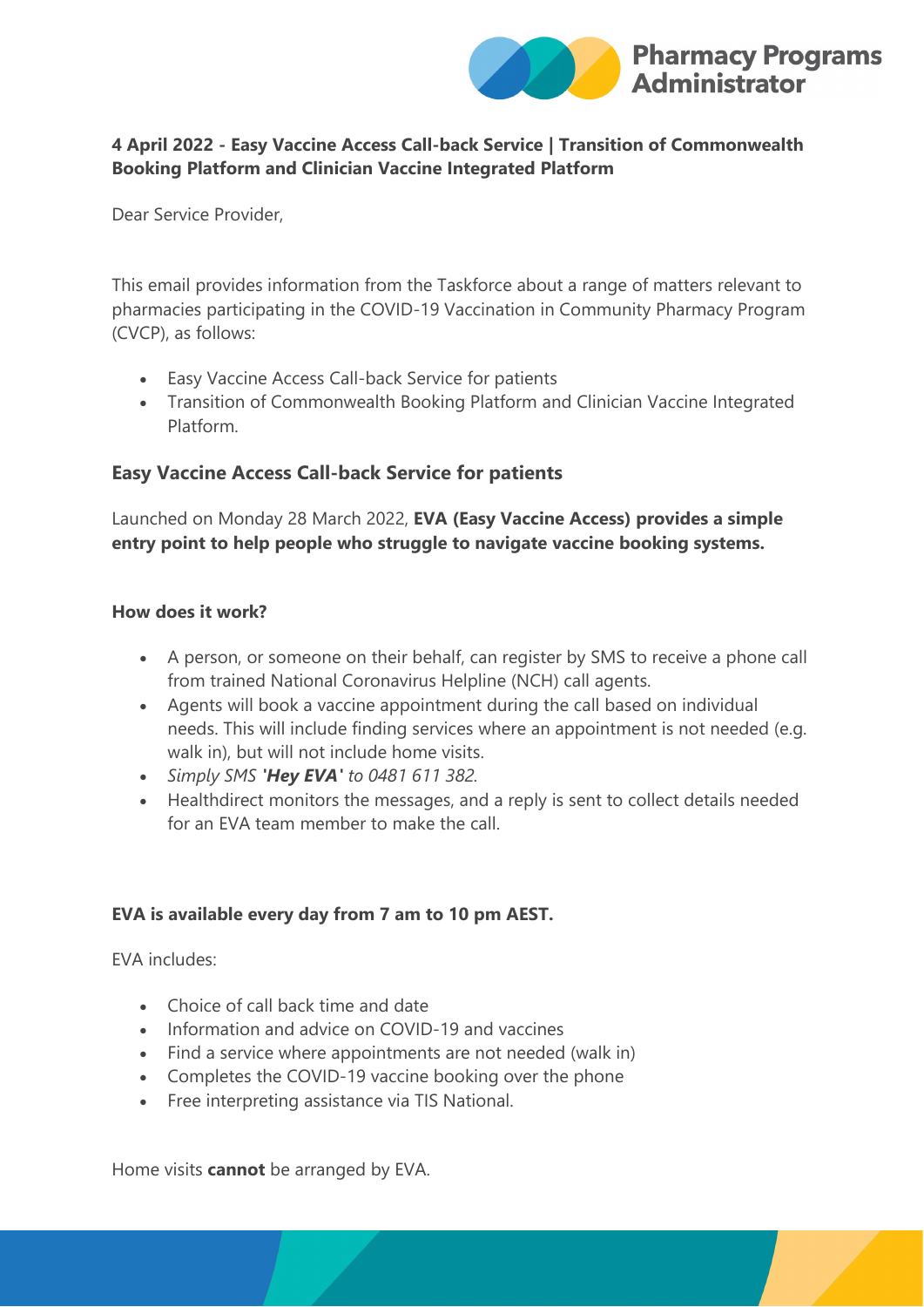**4 April 2022 - Easy Vaccine Access Call-back Service | Transition of Commonwealth Booking Platform and Clinician Vaccine Integrated Platform**

Dear Service Provider,

This email provides information from the Taskforce about a range of matters relevant to pharmacies participating in the COVID-19 Vaccination in Community Pharmacy Program (CVCP), as follows:

- Easy Vaccine Access Call-back Service for patients
- Transition of Commonwealth Booking Platform and Clinician Vaccine Integrated Platform.

## Easy Vaccine Access Call-back Service for patients

Launched on Monday 28 March 2022, **EVA (Easy Vaccine Access) provides a simple entry point to help people who struggle to navigate vaccine booking systems.**

**How does it work?**

- A person, or someone on their behalf, can register by SMS to receive a phone call from trained National Coronavirus Helpline (NCH) call agents.
- Agents will book a vaccine appointment during the call based on individual needs. This will include finding services where an appointment is not needed (e.g. walk in), but will not include home visits.
- *Simply SMS **'Hey EVA'** to 0481 611 382.*
- Healthdirect monitors the messages, and a reply is sent to collect details needed for an EVA team member to make the call.

**EVA is available every day from 7 am to 10 pm AEST.**

EVA includes:

- Choice of call back time and date
- Information and advice on COVID-19 and vaccines
- Find a service where appointments are not needed (walk in)
- Completes the COVID-19 vaccine booking over the phone
- Free interpreting assistance via TIS National.

Home visits **cannot** be arranged by EVA.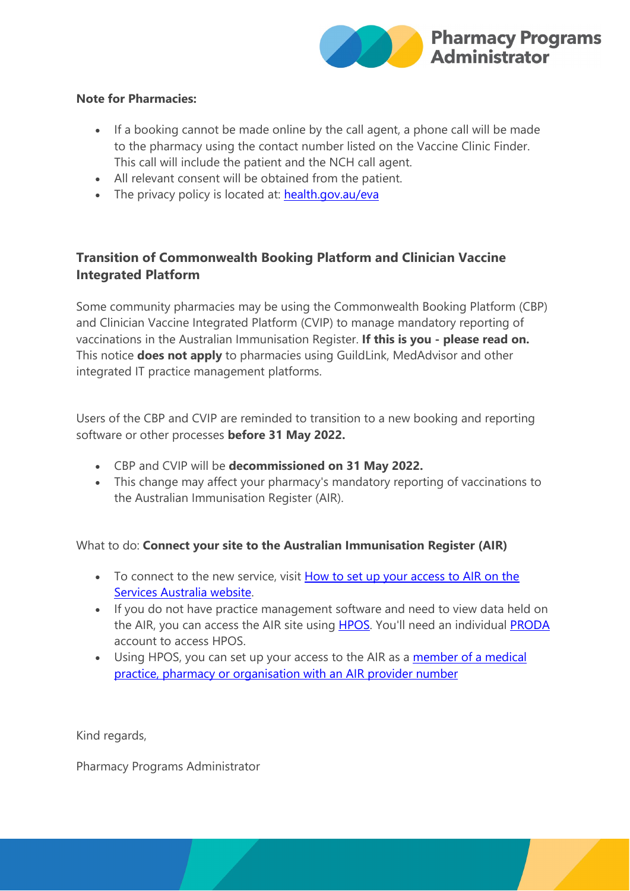**Note for Pharmacies:**

- If a booking cannot be made online by the call agent, a phone call will be made to the pharmacy using the contact number listed on the Vaccine Clinic Finder. This call will include the patient and the NCH call agent.
- All relevant consent will be obtained from the patient.
- The privacy policy is located at: [health.gov.au/eva](health.gov.au/eva)

## Transition of Commonwealth Booking Platform and Clinician Vaccine Integrated Platform

Some community pharmacies may be using the Commonwealth Booking Platform (CBP) and Clinician Vaccine Integrated Platform (CVIP) to manage mandatory reporting of vaccinations in the Australian Immunisation Register. **If this is you - please read on.** This notice **does not apply** to pharmacies using GuildLink, MedAdvisor and other integrated IT practice management platforms.

Users of the CBP and CVIP are reminded to transition to a new booking and reporting software or other processes **before 31 May 2022.**

- CBP and CVIP will be **decommissioned on 31 May 2022.**
- This change may affect your pharmacy's mandatory reporting of vaccinations to the Australian Immunisation Register (AIR).

What to do: **Connect your site to the Australian Immunisation Register (AIR)**

- To connect to the new service, visit How to set up your access to AIR on the Services Australia website.
- If you do not have practice management software and need to view data held on the AIR, you can access the AIR site using HPOS. You'll need an individual PRODA account to access HPOS.
- Using HPOS, you can set up your access to the AIR as a member of a medical practice, pharmacy or organisation with an AIR provider number

Kind regards,

Pharmacy Programs Administrator